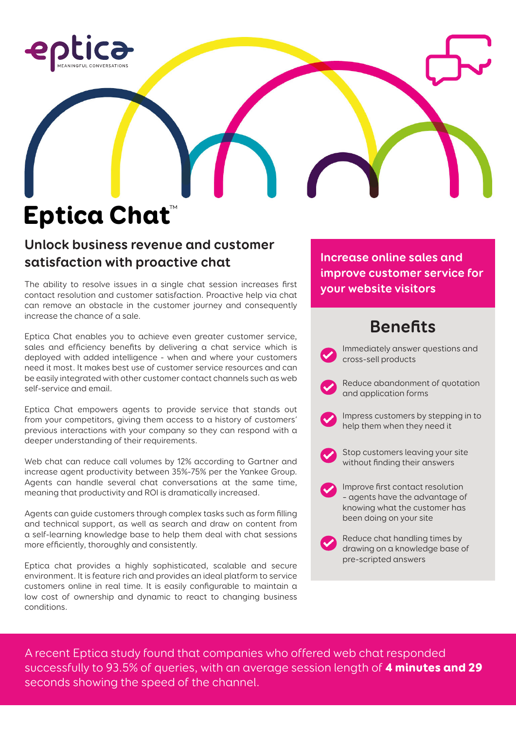eptica
MEANINGFUL CONVERSATIONS

# Eptica Chat™

## Unlock business revenue and customer satisfaction with proactive chat

The ability to resolve issues in a single chat session increases first contact resolution and customer satisfaction. Proactive help via chat can remove an obstacle in the customer journey and consequently increase the chance of a sale.

Eptica Chat enables you to achieve even greater customer service, sales and efficiency benefits by delivering a chat service which is deployed with added intelligence - when and where your customers need it most. It makes best use of customer service resources and can be easily integrated with other customer contact channels such as web self-service and email.

Eptica Chat empowers agents to provide service that stands out from your competitors, giving them access to a history of customers' previous interactions with your company so they can respond with a deeper understanding of their requirements.

Web chat can reduce call volumes by 12% according to Gartner and increase agent productivity between 35%-75% per the Yankee Group. Agents can handle several chat conversations at the same time, meaning that productivity and ROI is dramatically increased.

Agents can guide customers through complex tasks such as form filling and technical support, as well as search and draw on content from a self-learning knowledge base to help them deal with chat sessions more efficiently, thoroughly and consistently.

Eptica chat provides a highly sophisticated, scalable and secure environment. It is feature rich and provides an ideal platform to service customers online in real time. It is easily configurable to maintain a low cost of ownership and dynamic to react to changing business conditions.

**Increase online sales and improve customer service for your website visitors**

## Benefits

- Immediately answer questions and cross-sell products
- Reduce abandonment of quotation and application forms
- Impress customers by stepping in to help them when they need it
- Stop customers leaving your site without finding their answers
- Improve first contact resolution – agents have the advantage of knowing what the customer has been doing on your site
- Reduce chat handling times by drawing on a knowledge base of pre-scripted answers

A recent Eptica study found that companies who offered web chat responded successfully to 93.5% of queries, with an average session length of **4 minutes and 29** seconds showing the speed of the channel.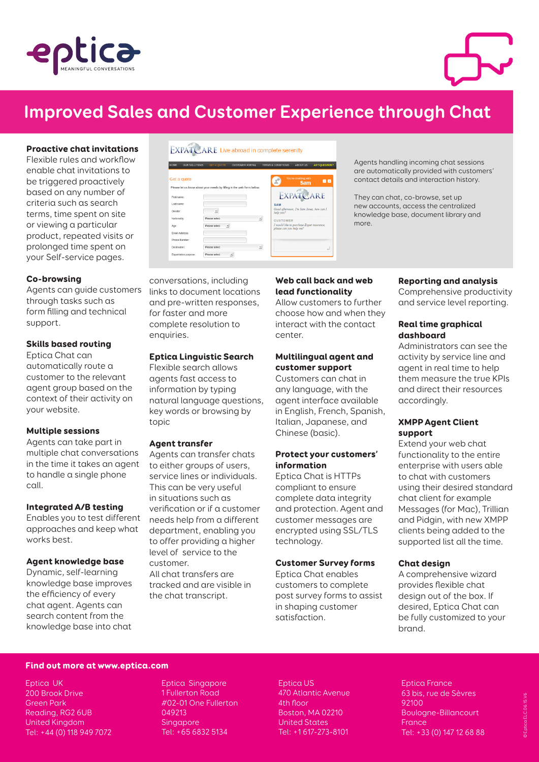# Improved Sales and Customer Experience through Chat

Agents handling incoming chat sessions are automatically provided with customers' contact details and interaction history.

They can chat, co-browse, set up new accounts, access the centralized knowledge base, document library and more.

### Proactive chat invitations

Flexible rules and workflow enable chat invitations to be triggered proactively based on any number of criteria such as search terms, time spent on site or viewing a particular product, repeated visits or prolonged time spent on your Self-service pages.

### Co-browsing

Agents can guide customers through tasks such as form filling and technical support.

### Skills based routing

Eptica Chat can automatically route a customer to the relevant agent group based on the context of their activity on your website.

### Multiple sessions

Agents can take part in multiple chat conversations in the time it takes an agent to handle a single phone call.

### Integrated A/B testing

Enables you to test different approaches and keep what works best.

### Agent knowledge base

Dynamic, self-learning knowledge base improves the efficiency of every chat agent. Agents can search content from the knowledge base into chat conversations, including links to document locations and pre-written responses, for faster and more complete resolution to enquiries.

### Eptica Linguistic Search

Flexible search allows agents fast access to information by typing natural language questions, key words or browsing by topic

### Agent transfer

Agents can transfer chats to either groups of users, service lines or individuals. This can be very useful in situations such as verification or if a customer needs help from a different department, enabling you to offer providing a higher level of service to the customer.
All chat transfers are tracked and are visible in the chat transcript.

### Web call back and web lead functionality

Allow customers to further choose how and when they interact with the contact center.

### Multilingual agent and customer support

Customers can chat in any language, with the agent interface available in English, French, Spanish, Italian, Japanese, and Chinese (basic).

### Protect your customers' information

Eptica Chat is HTTPs compliant to ensure complete data integrity and protection. Agent and customer messages are encrypted using SSL/TLS technology.

### Customer Survey forms

Eptica Chat enables customers to complete post survey forms to assist in shaping customer satisfaction.

### Reporting and analysis

Comprehensive productivity and service level reporting.

### Real time graphical dashboard

Administrators can see the activity by service line and agent in real time to help them measure the true KPIs and direct their resources accordingly.

### XMPP Agent Client support

Extend your web chat functionality to the entire enterprise with users able to chat with customers using their desired standard chat client for example Messages (for Mac), Trillian and Pidgin, with new XMPP clients being added to the supported list all the time.

### Chat design

A comprehensive wizard provides flexible chat design out of the box. If desired, Eptica Chat can be fully customized to your brand.

**Find out more at www.eptica.com**

Eptica UK
200 Brook Drive
Green Park
Reading, RG2 6UB
United Kingdom
Tel: +44 (0) 118 949 7072

Eptica Singapore
1 Fullerton Road
#02-01 One Fullerton
049213
Singapore
Tel: +65 6832 5134

Eptica US
470 Atlantic Avenue
4th floor
Boston, MA 02210
United States
Tel: +1 617-273-8101

Eptica France
63 bis, rue de Sèvres
92100
Boulogne-Billancourt
France
Tel: +33 (0) 147 12 68 88